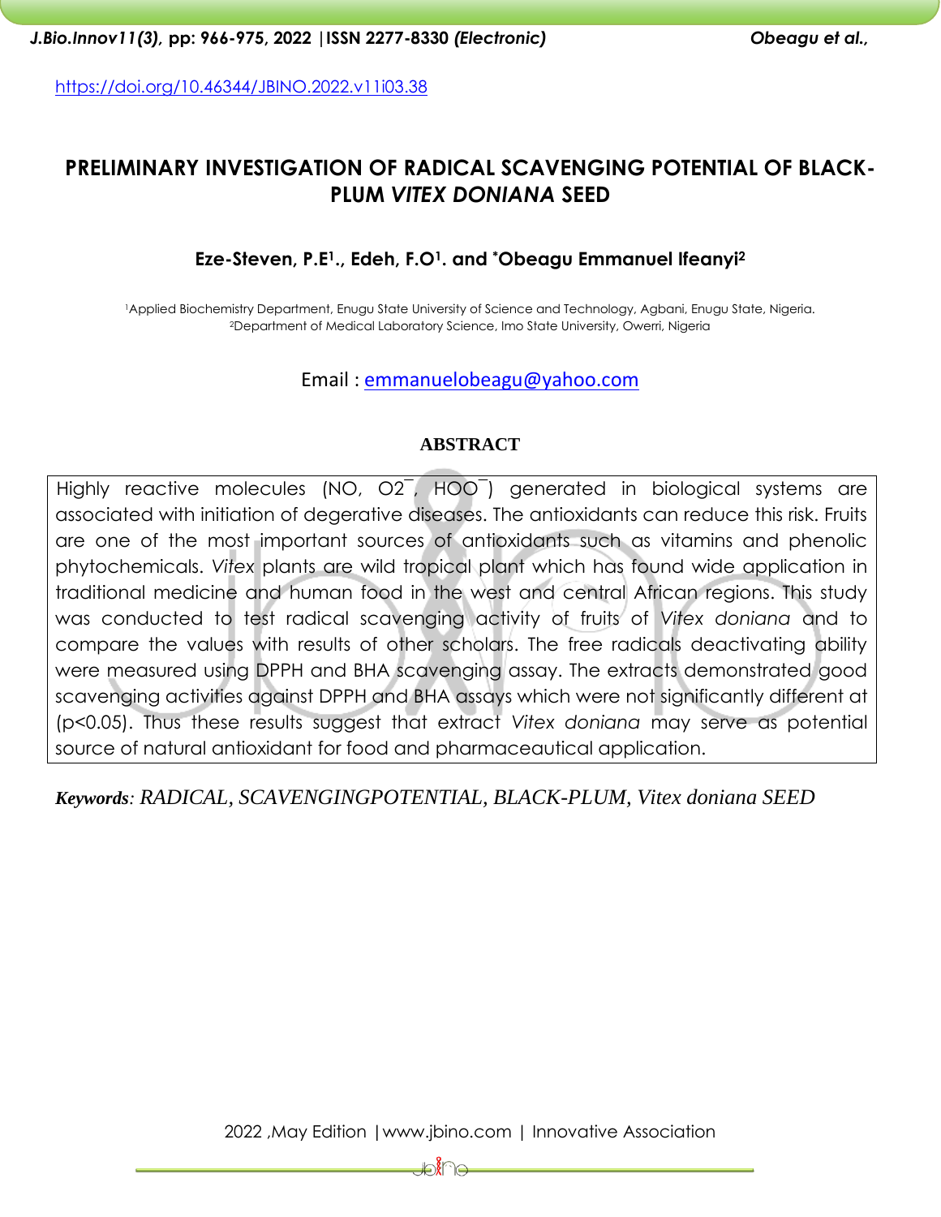https://doi.org/10.46344/JBINO.2022.v11i03.38

# PRELIMINARY INVESTIGATION OF RADICAL SCAVENGING POTENTIAL OF BLACK-PLUM *VITEX DONIANA* SEED

**Eze-Steven, P.E[1]., Edeh, F.O[1]. and *Obeagu Emmanuel Ifeanyi[2]**

[1]Applied Biochemistry Department, Enugu State University of Science and Technology, Agbani, Enugu State, Nigeria.
[2]Department of Medical Laboratory Science, Imo State University, Owerri, Nigeria

Email : emmanuelobeagu@yahoo.com

## ABSTRACT

Highly reactive molecules (NO, $O2^{-}$, $HOO^{-}$) generated in biological systems are associated with initiation of degerative diseases. The antioxidants can reduce this risk. Fruits are one of the most important sources of antioxidants such as vitamins and phenolic phytochemicals. *Vitex* plants are wild tropical plant which has found wide application in traditional medicine and human food in the west and central African regions. This study was conducted to test radical scavenging activity of fruits of *Vitex doniana* and to compare the values with results of other scholars. The free radicals deactivating ability were measured using DPPH and BHA scavenging assay. The extracts demonstrated good scavenging activities against DPPH and BHA assays which were not significantly different at ($p<0.05$). Thus these results suggest that extract *Vitex doniana* may serve as potential source of natural antioxidant for food and pharmaceautical application.

***Keywords**: RADICAL, SCAVENGINGPOTENTIAL, BLACK-PLUM, Vitex doniana SEED*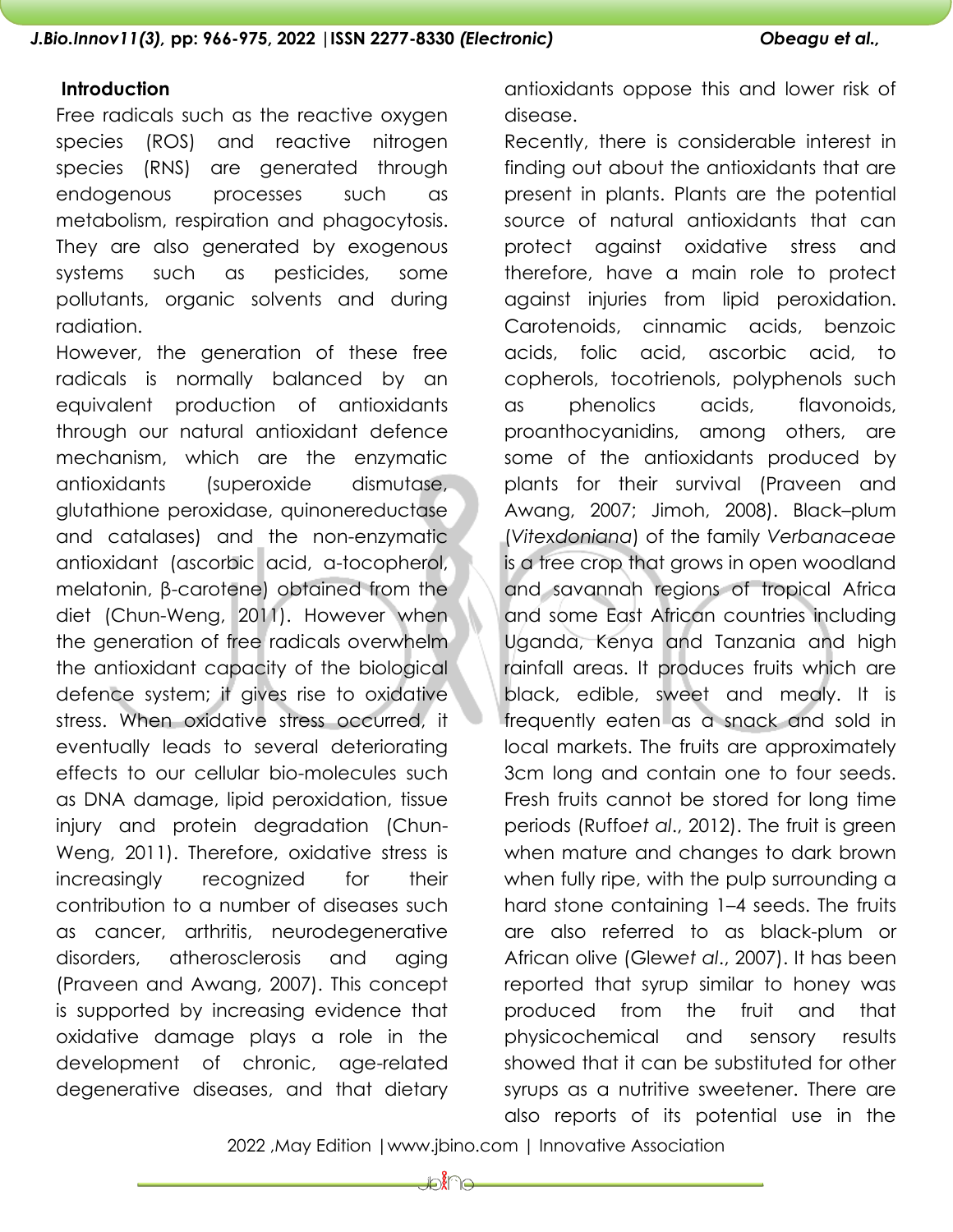## Introduction

Free radicals such as the reactive oxygen species (ROS) and reactive nitrogen species (RNS) are generated through endogenous processes such as metabolism, respiration and phagocytosis. They are also generated by exogenous systems such as pesticides, some pollutants, organic solvents and during radiation.

However, the generation of these free radicals is normally balanced by an equivalent production of antioxidants through our natural antioxidant defence mechanism, which are the enzymatic antioxidants (superoxide dismutase, glutathione peroxidase, quinonereductase and catalases) and the non-enzymatic antioxidant (ascorbic acid, a-tocopherol, melatonin, β-carotene) obtained from the diet (Chun-Weng, 2011). However when the generation of free radicals overwhelm the antioxidant capacity of the biological defence system; it gives rise to oxidative stress. When oxidative stress occurred, it eventually leads to several deteriorating effects to our cellular bio-molecules such as DNA damage, lipid peroxidation, tissue injury and protein degradation (Chun-Weng, 2011). Therefore, oxidative stress is increasingly recognized for their contribution to a number of diseases such as cancer, arthritis, neurodegenerative disorders, atherosclerosis and aging (Praveen and Awang, 2007). This concept is supported by increasing evidence that oxidative damage plays a role in the development of chronic, age-related degenerative diseases, and that dietary antioxidants oppose this and lower risk of disease.

Recently, there is considerable interest in finding out about the antioxidants that are present in plants. Plants are the potential source of natural antioxidants that can protect against oxidative stress and therefore, have a main role to protect against injuries from lipid peroxidation. Carotenoids, cinnamic acids, benzoic acids, folic acid, ascorbic acid, tocopherols, tocotrienols, polyphenols such as phenolics acids, flavonoids, proanthocyanidins, among others, are some of the antioxidants produced by plants for their survival (Praveen and Awang, 2007; Jimoh, 2008). Black–plum (*Vitexdoniana*) of the family *Verbanaceae* is a tree crop that grows in open woodland and savannah regions of tropical Africa and some East African countries including Uganda, Kenya and Tanzania and high rainfall areas. It produces fruits which are black, edible, sweet and mealy. It is frequently eaten as a snack and sold in local markets. The fruits are approximately 3cm long and contain one to four seeds. Fresh fruits cannot be stored for long time periods (Ruffo*et al*., 2012). The fruit is green when mature and changes to dark brown when fully ripe, with the pulp surrounding a hard stone containing 1–4 seeds. The fruits are also referred to as black-plum or African olive (Glew*et al*., 2007). It has been reported that syrup similar to honey was produced from the fruit and that physicochemical and sensory results showed that it can be substituted for other syrups as a nutritive sweetener. There are also reports of its potential use in the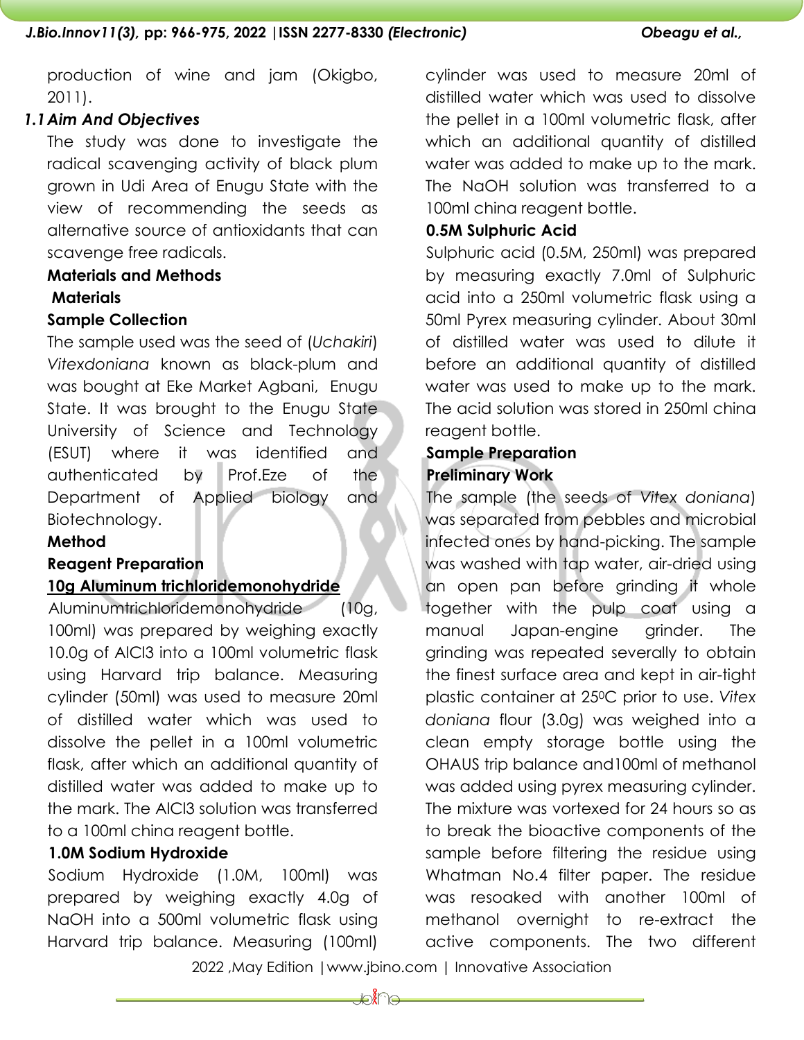production of wine and jam (Okigbo, 2011).

### 1.1 Aim And Objectives

The study was done to investigate the radical scavenging activity of black plum grown in Udi Area of Enugu State with the view of recommending the seeds as alternative source of antioxidants that can scavenge free radicals.

## Materials and Methods

### Materials

**Sample Collection**

The sample used was the seed of (*Uchakiri*) *Vitexdoniana* known as black-plum and was bought at Eke Market Agbani, Enugu State. It was brought to the Enugu State University of Science and Technology (ESUT) where it was identified and authenticated by Prof.Eze of the Department of Applied biology and Biotechnology.

### Method

**Reagent Preparation**

**<u>10g Aluminum trichloridemonohydride</u>**

Aluminumtrichloridemonohydride (10g, 100ml) was prepared by weighing exactly 10.0g of AlCl3 into a 100ml volumetric flask using Harvard trip balance. Measuring cylinder (50ml) was used to measure 20ml of distilled water which was used to dissolve the pellet in a 100ml volumetric flask, after which an additional quantity of distilled water was added to make up to the mark. The AlCl3 solution was transferred to a 100ml china reagent bottle.

**1.0M Sodium Hydroxide**

Sodium Hydroxide (1.0M, 100ml) was prepared by weighing exactly 4.0g of NaOH into a 500ml volumetric flask using Harvard trip balance. Measuring (100ml) cylinder was used to measure 20ml of distilled water which was used to dissolve the pellet in a 100ml volumetric flask, after which an additional quantity of distilled water was added to make up to the mark. The NaOH solution was transferred to a 100ml china reagent bottle.

**0.5M Sulphuric Acid**

Sulphuric acid (0.5M, 250ml) was prepared by measuring exactly 7.0ml of Sulphuric acid into a 250ml volumetric flask using a 50ml Pyrex measuring cylinder. About 30ml of distilled water was used to dilute it before an additional quantity of distilled water was used to make up to the mark. The acid solution was stored in 250ml china reagent bottle.

**Sample Preparation**

**Preliminary Work**

The sample (the seeds of *Vitex doniana*) was separated from pebbles and microbial infected ones by hand-picking. The sample was washed with tap water, air-dried using an open pan before grinding it whole together with the pulp coat using a manual Japan-engine grinder. The grinding was repeated severally to obtain the finest surface area and kept in air-tight plastic container at 25$^{0}$C prior to use. *Vitex doniana* flour (3.0g) was weighed into a clean empty storage bottle using the OHAUS trip balance and100ml of methanol was added using pyrex measuring cylinder. The mixture was vortexed for 24 hours so as to break the bioactive components of the sample before filtering the residue using Whatman No.4 filter paper. The residue was resoaked with another 100ml of methanol overnight to re-extract the active components. The two different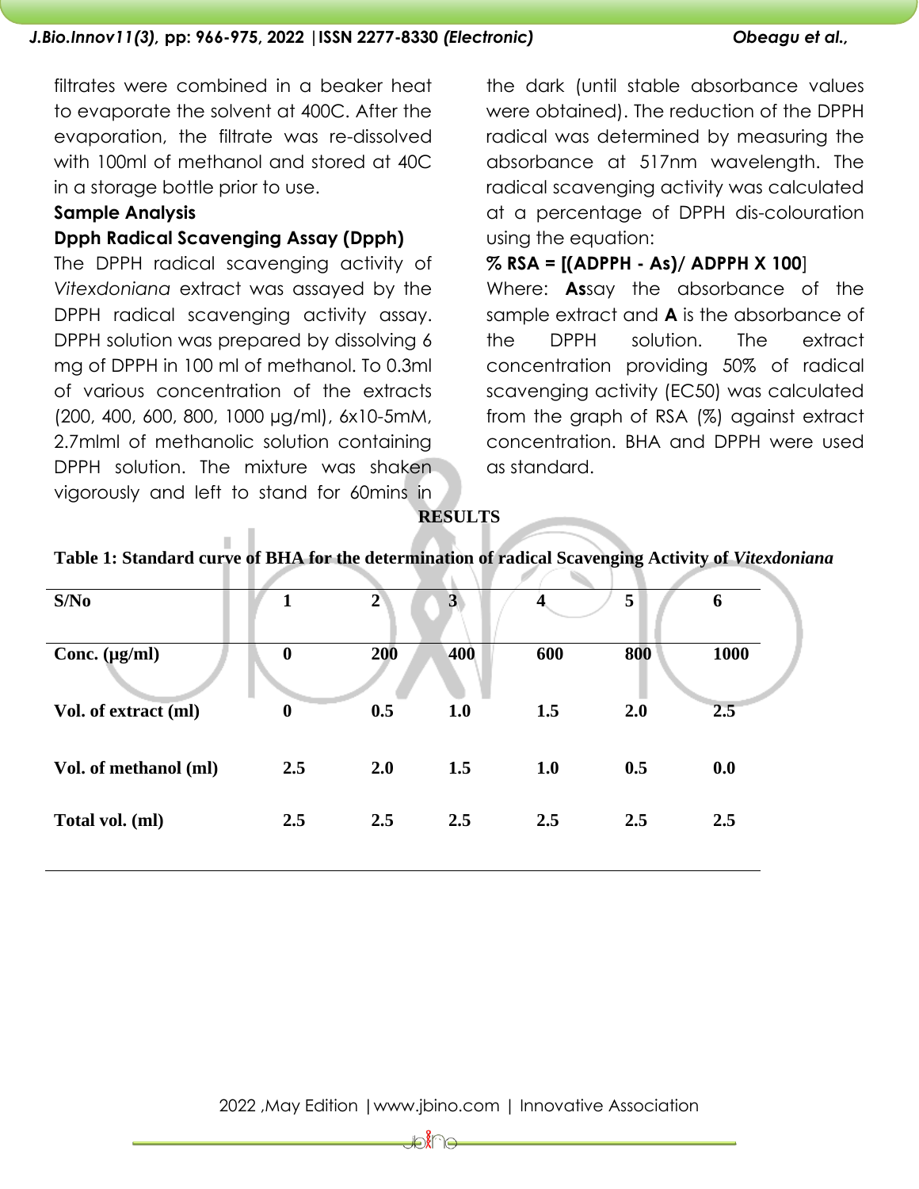filtrates were combined in a beaker heat to evaporate the solvent at 400C. After the evaporation, the filtrate was re-dissolved with 100ml of methanol and stored at 40C in a storage bottle prior to use.

**Sample Analysis**

**Dpph Radical Scavenging Assay (Dpph)**

The DPPH radical scavenging activity of *Vitexdoniana* extract was assayed by the DPPH radical scavenging activity assay. DPPH solution was prepared by dissolving 6 mg of DPPH in 100 ml of methanol. To 0.3ml of various concentration of the extracts (200, 400, 600, 800, 1000 μg/ml), 6x10-5mM, 2.7mlml of methanolic solution containing DPPH solution. The mixture was shaken vigorously and left to stand for 60mins in the dark (until stable absorbance values were obtained). The reduction of the DPPH radical was determined by measuring the absorbance at 517nm wavelength. The radical scavenging activity was calculated at a percentage of DPPH dis-colouration using the equation:

**% RSA = [(ADPPH - As)/ ADPPH X 100**]

Where: **As**say the absorbance of the sample extract and **A** is the absorbance of the DPPH solution. The extract concentration providing 50% of radical scavenging activity (EC50) was calculated from the graph of RSA (%) against extract concentration. BHA and DPPH were used as standard.

## RESULTS

**Table 1: Standard curve of BHA for the determination of radical Scavenging Activity of *Vitexdoniana***

| S/No | 1 | 2 | 3 | 4 | 5 | 6 |
|---|---|---|---|---|---|---|
| Conc. (μg/ml) | 0 | 200 | 400 | 600 | 800 | 1000 |
| Vol. of extract (ml) | 0 | 0.5 | 1.0 | 1.5 | 2.0 | 2.5 |
| Vol. of methanol (ml) | 2.5 | 2.0 | 1.5 | 1.0 | 0.5 | 0.0 |
| Total vol. (ml) | 2.5 | 2.5 | 2.5 | 2.5 | 2.5 | 2.5 |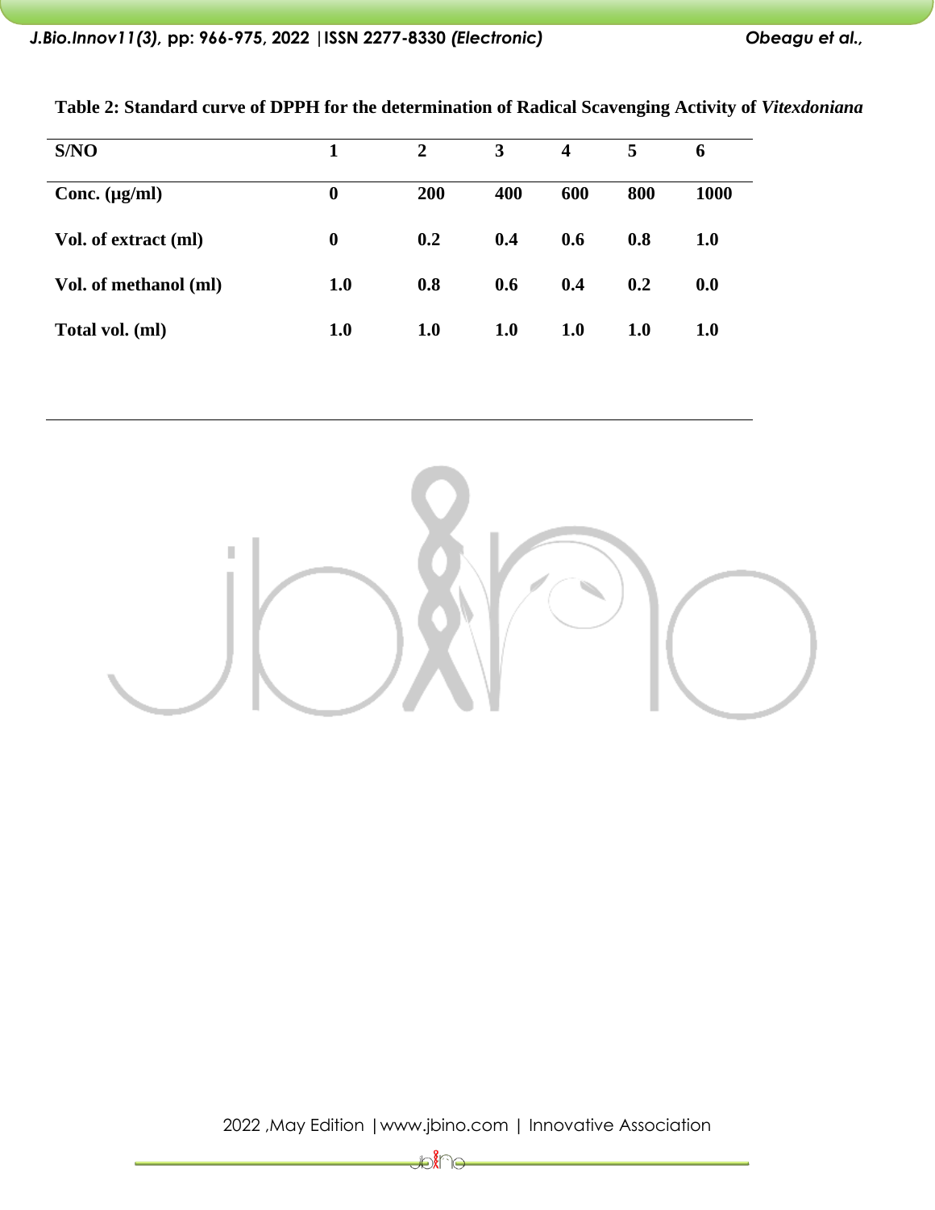**Table 2: Standard curve of DPPH for the determination of Radical Scavenging Activity of *Vitexdoniana***

| S/NO | 1 | 2 | 3 | 4 | 5 | 6 |
|---|---|---|---|---|---|---|
| Conc. (μg/ml) | 0 | 200 | 400 | 600 | 800 | 1000 |
| Vol. of extract (ml) | 0 | 0.2 | 0.4 | 0.6 | 0.8 | 1.0 |
| Vol. of methanol (ml) | 1.0 | 0.8 | 0.6 | 0.4 | 0.2 | 0.0 |
| Total vol. (ml) | 1.0 | 1.0 | 1.0 | 1.0 | 1.0 | 1.0 |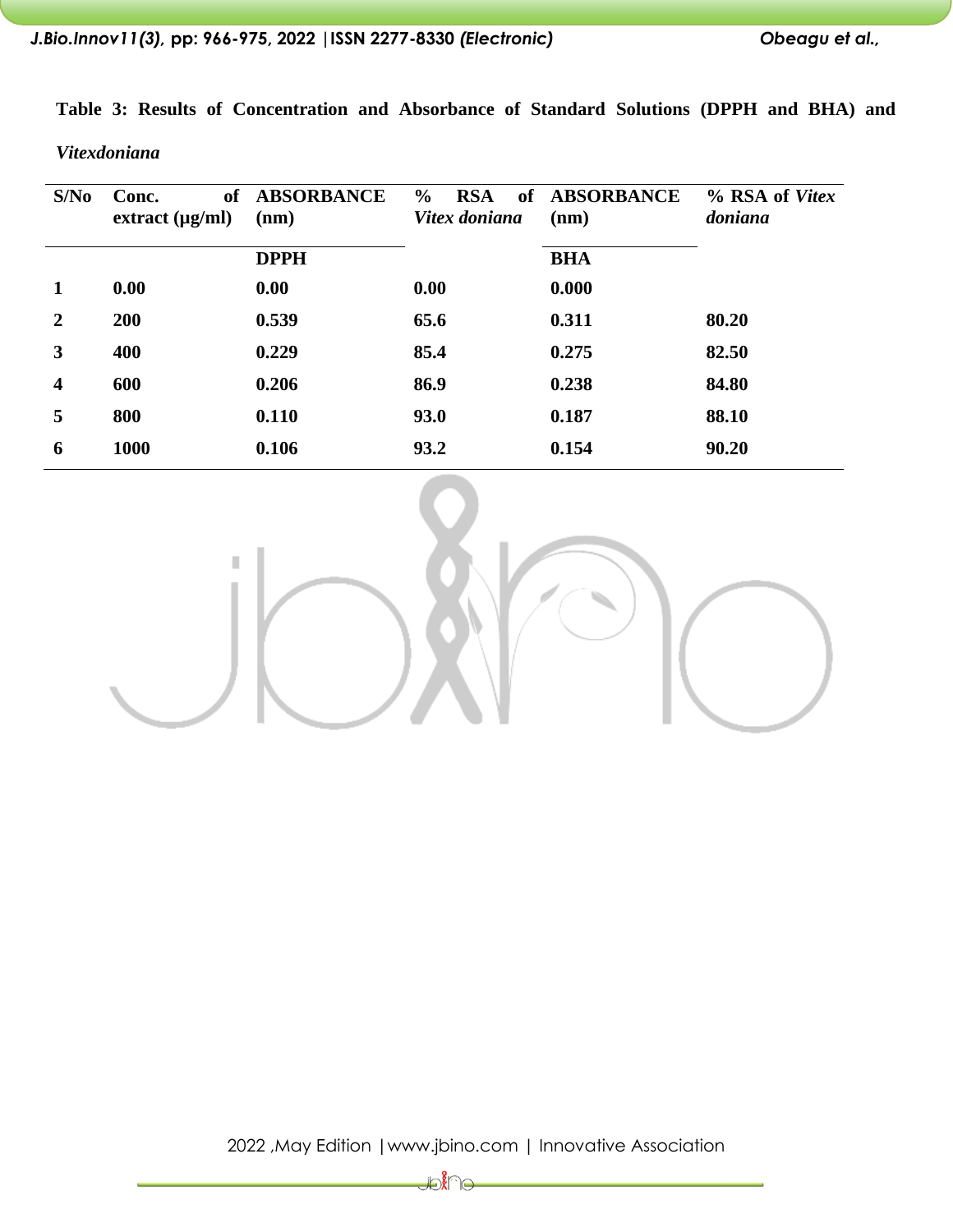**Table 3: Results of Concentration and Absorbance of Standard Solutions (DPPH and BHA) and *Vitexdoniana***

| S/No | Conc. of extract (µg/ml) | ABSORBANCE (nm) | % RSA of *Vitex doniana* | ABSORBANCE (nm) | % RSA of *Vitex doniana* |
|---|---|---|---|---|---|
| | | DPPH | | BHA | |
| 1 | 0.00 | 0.00 | 0.00 | 0.000 | |
| 2 | 200 | 0.539 | 65.6 | 0.311 | 80.20 |
| 3 | 400 | 0.229 | 85.4 | 0.275 | 82.50 |
| 4 | 600 | 0.206 | 86.9 | 0.238 | 84.80 |
| 5 | 800 | 0.110 | 93.0 | 0.187 | 88.10 |
| 6 | 1000 | 0.106 | 93.2 | 0.154 | 90.20 |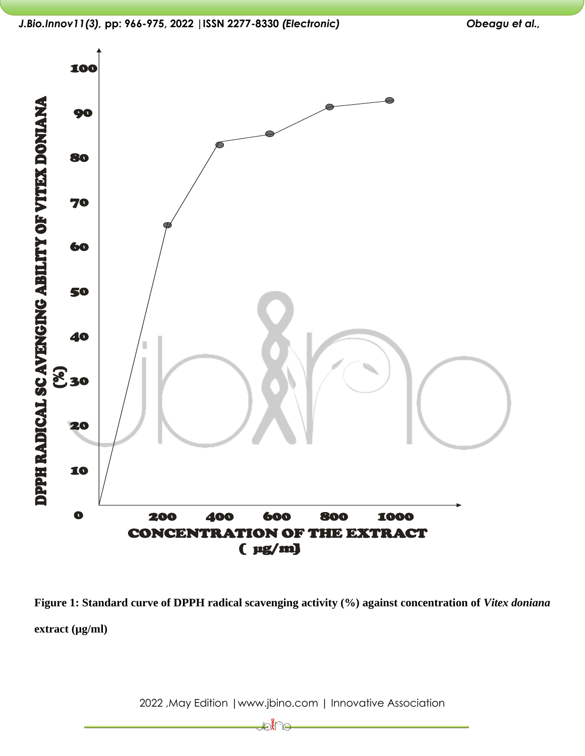**Figure 1: Standard curve of DPPH radical scavenging activity (%) against concentration of *Vitex doniana* extract (µg/ml)**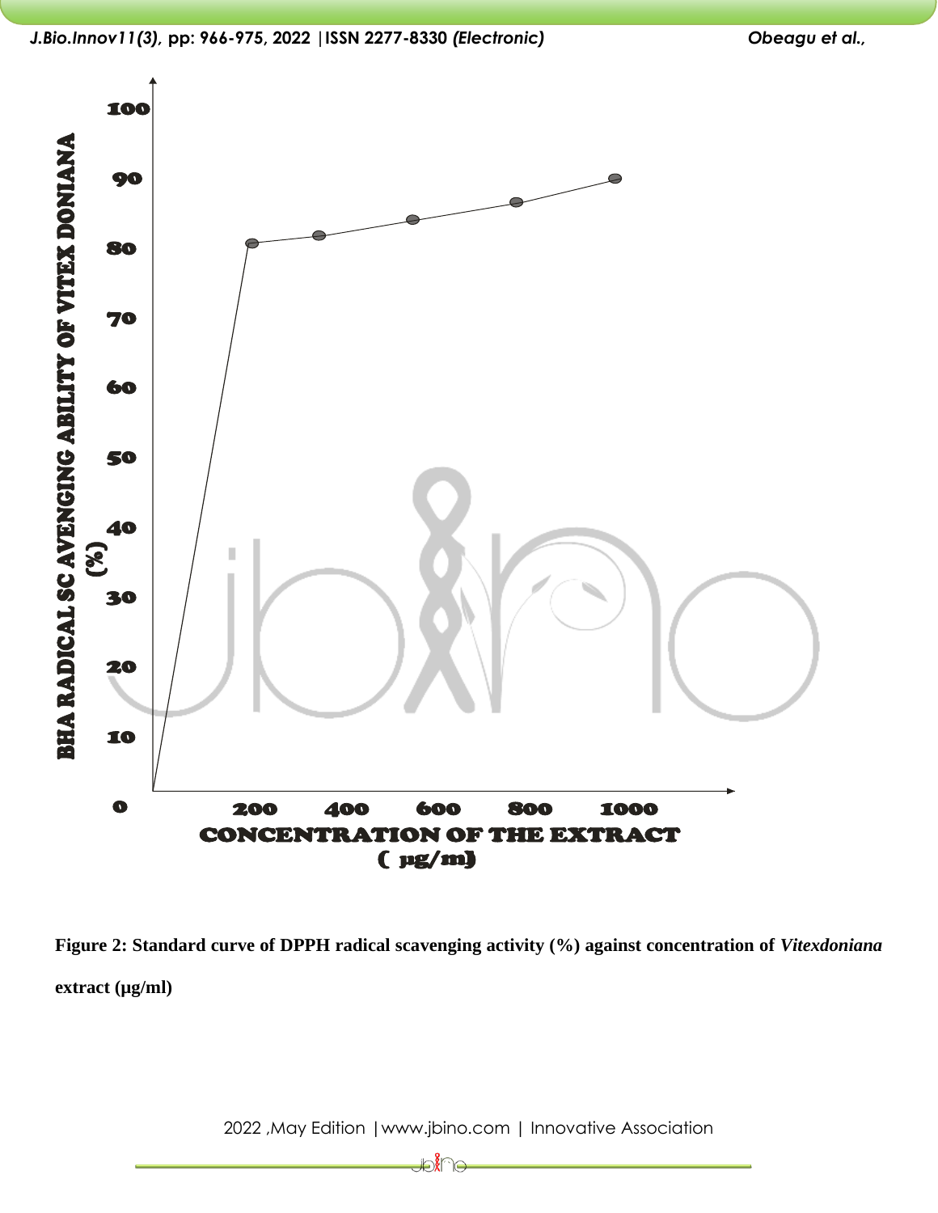Figure 2: Standard curve of DPPH radical scavenging activity (%) against concentration of *Vitexdoniana* extract (µg/ml)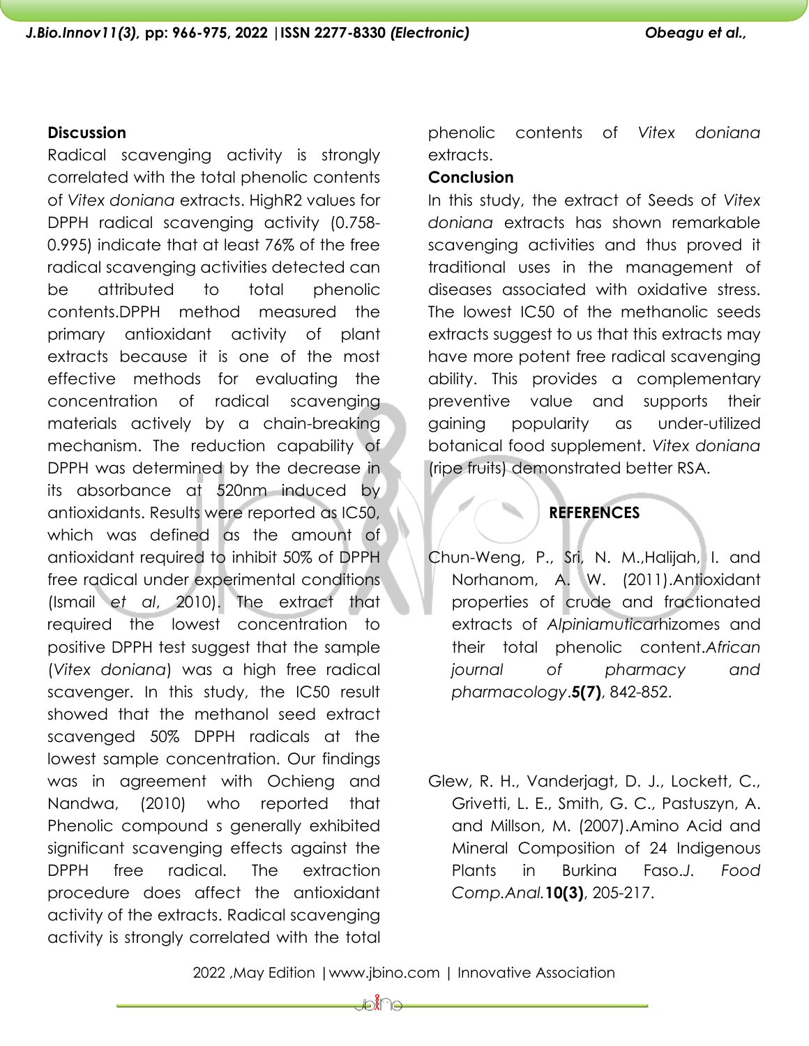## Discussion

Radical scavenging activity is strongly correlated with the total phenolic contents of *Vitex doniana* extracts. HighR2 values for DPPH radical scavenging activity (0.758-0.995) indicate that at least 76% of the free radical scavenging activities detected can be attributed to total phenolic contents.DPPH method measured the primary antioxidant activity of plant extracts because it is one of the most effective methods for evaluating the concentration of radical scavenging materials actively by a chain-breaking mechanism. The reduction capability of DPPH was determined by the decrease in its absorbance at 520nm induced by antioxidants. Results were reported as IC50, which was defined as the amount of antioxidant required to inhibit 50% of DPPH free radical under experimental conditions (Ismail *et al*, 2010). The extract that required the lowest concentration to positive DPPH test suggest that the sample (*Vitex doniana*) was a high free radical scavenger. In this study, the IC50 result showed that the methanol seed extract scavenged 50% DPPH radicals at the lowest sample concentration. Our findings was in agreement with Ochieng and Nandwa, (2010) who reported that Phenolic compound s generally exhibited significant scavenging effects against the DPPH free radical. The extraction procedure does affect the antioxidant activity of the extracts. Radical scavenging activity is strongly correlated with the total phenolic contents of *Vitex doniana* extracts.

## Conclusion

In this study, the extract of Seeds of *Vitex doniana* extracts has shown remarkable scavenging activities and thus proved it traditional uses in the management of diseases associated with oxidative stress. The lowest IC50 of the methanolic seeds extracts suggest to us that this extracts may have more potent free radical scavenging ability. This provides a complementary preventive value and supports their gaining popularity as under-utilized botanical food supplement. *Vitex doniana* (ripe fruits) demonstrated better RSA.

## REFERENCES

Chun-Weng, P., Sri, N. M.,Halijah, I. and Norhanom, A. W. (2011).Antioxidant properties of crude and fractionated extracts of *Alpiniamutica*rhizomes and their total phenolic content.*African journal of pharmacy and pharmacology*.**5(7)**, 842-852.

Glew, R. H., Vanderjagt, D. J., Lockett, C., Grivetti, L. E., Smith, G. C., Pastuszyn, A. and Millson, M. (2007).Amino Acid and Mineral Composition of 24 Indigenous Plants in Burkina Faso.*J. Food Comp.Anal.***10(3)**, 205-217.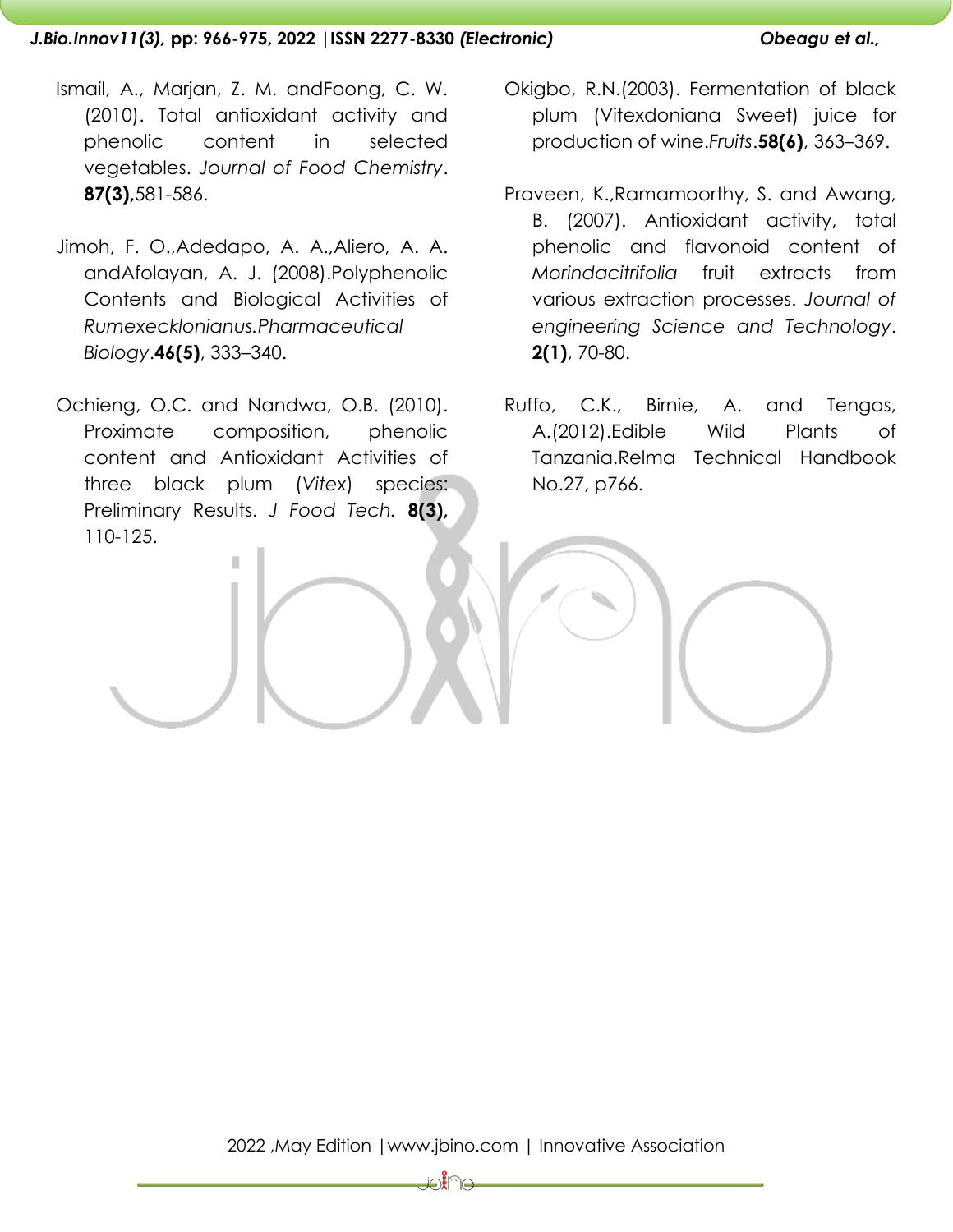Ismail, A., Marjan, Z. M. andFoong, C. W. (2010). Total antioxidant activity and phenolic content in selected vegetables. *Journal of Food Chemistry*. **87(3),**581-586.

Jimoh, F. O.,Adedapo, A. A.,Aliero, A. A. andAfolayan, A. J. (2008).Polyphenolic Contents and Biological Activities of *Rumexecklonianus.Pharmaceutical Biology*.**46(5)**, 333–340.

Ochieng, O.C. and Nandwa, O.B. (2010). Proximate composition, phenolic content and Antioxidant Activities of three black plum (*Vitex*) species: Preliminary Results. *J Food Tech.* **8(3),** 110-125.

Okigbo, R.N.(2003). Fermentation of black plum (Vitexdoniana Sweet) juice for production of wine.*Fruits*.**58(6)**, 363–369.

Praveen, K.,Ramamoorthy, S. and Awang, B. (2007). Antioxidant activity, total phenolic and flavonoid content of *Morindacitrifolia* fruit extracts from various extraction processes. *Journal of engineering Science and Technology*. **2(1)**, 70-80.

Ruffo, C.K., Birnie, A. and Tengas, A.(2012).Edible Wild Plants of Tanzania.Relma Technical Handbook No.27, p766.